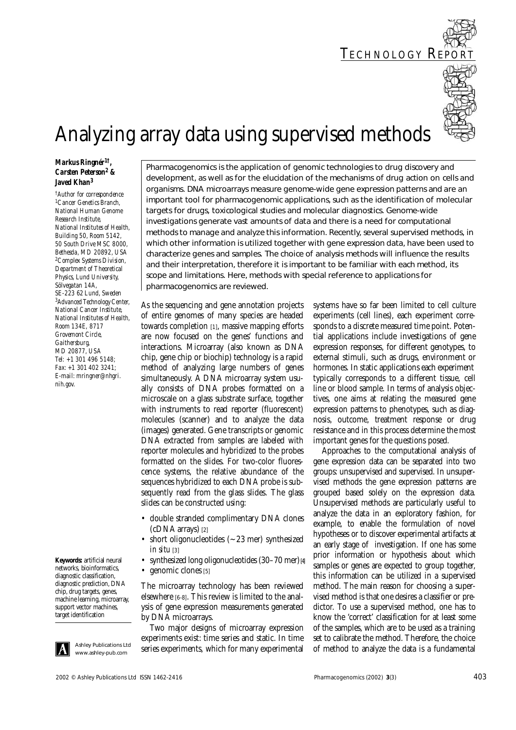TECHNOLOGY REPORT

# Analyzing array data using supervised methods

**Markus Ringnér[1†], Carsten Peterson[2] & Javed Khan[3]**

*†Author for correspondence*
*[1]Cancer Genetics Branch, National Human Genome Research Institute, National Institutes of Health, Building 50, Room 5142, 50 South Drive MSC 8000, Bethesda, MD 20892, USA*
*[2]Complex Systems Division, Department of Theoretical Physics, Lund University, Sölvegatan 14A, SE-223 62 Lund, Sweden*
*[3]Advanced Technology Center, National Cancer Institute, National Institutes of Health, Room 134E, 8717 Grovemont Circle, Gaithersburg, MD 20877, USA*
*Tel: +1 301 496 5148; Fax: +1 301 402 3241; E-mail: mringner@nhgri.nih.gov.*

Pharmacogenomics is the application of genomic technologies to drug discovery and development, as well as for the elucidation of the mechanisms of drug action on cells and organisms. DNA microarrays measure genome-wide gene expression patterns and are an important tool for pharmacogenomic applications, such as the identification of molecular targets for drugs, toxicological studies and molecular diagnostics. Genome-wide investigations generate vast amounts of data and there is a need for computational methods to manage and analyze this information. Recently, several supervised methods, in which other information is utilized together with gene expression data, have been used to characterize genes and samples. The choice of analysis methods will influence the results and their interpretation, therefore it is important to be familiar with each method, its scope and limitations. Here, methods with special reference to applications for pharmacogenomics are reviewed.

**Keywords**: artificial neural networks, bioinformatics, diagnostic classification, diagnostic prediction, DNA chip, drug targets, genes, machine learning, microarray, support vector machines, target identification

As the sequencing and gene annotation projects of entire genomes of many species are headed towards completion [1], massive mapping efforts are now focused on the genes' functions and interactions. Microarray (also known as DNA chip, gene chip or biochip) technology is a rapid method of analyzing large numbers of genes simultaneously. A DNA microarray system usually consists of DNA probes formatted on a microscale on a glass substrate surface, together with instruments to read reporter (fluorescent) molecules (scanner) and to analyze the data (images) generated. Gene transcripts or genomic DNA extracted from samples are labeled with reporter molecules and hybridized to the probes formatted on the slides. For two-color fluorescence systems, the relative abundance of the sequences hybridized to each DNA probe is subsequently read from the glass slides. The glass slides can be constructed using:

- double stranded complimentary DNA clones (cDNA arrays) [2]
- short oligonucleotides (~ 23 mer) synthesized *in situ* [3]
- synthesized long oligonucleotides (30–70 mer) [4]
- genomic clones [5]

The microarray technology has been reviewed elsewhere [6-8]. This review is limited to the analysis of gene expression measurements generated by DNA microarrays.

Two major designs of microarray expression experiments exist: time series and static. In time series experiments, which for many experimental systems have so far been limited to cell culture experiments (cell lines), each experiment corresponds to a discrete measured time point. Potential applications include investigations of gene expression responses, for different genotypes, to external stimuli, such as drugs, environment or hormones. In static applications each experiment typically corresponds to a different tissue, cell line or blood sample. In terms of analysis objectives, one aims at relating the measured gene expression patterns to phenotypes, such as diagnosis, outcome, treatment response or drug resistance and in this process determine the most important genes for the questions posed.

Approaches to the computational analysis of gene expression data can be separated into two groups: unsupervised and supervised. In unsupervised methods the gene expression patterns are grouped based solely on the expression data. Unsupervised methods are particularly useful to analyze the data in an exploratory fashion, for example, to enable the formulation of novel hypotheses or to discover experimental artifacts at an early stage of investigation. If one has some prior information or hypothesis about which samples or genes are expected to group together, this information can be utilized in a supervised method. The main reason for choosing a supervised method is that one desires a classifier or predictor. To use a supervised method, one has to know the 'correct' classification for at least some of the samples, which are to be used as a training set to calibrate the method. Therefore, the choice of method to analyze the data is a fundamental

Ashley Publications Ltd
www.ashley-pub.com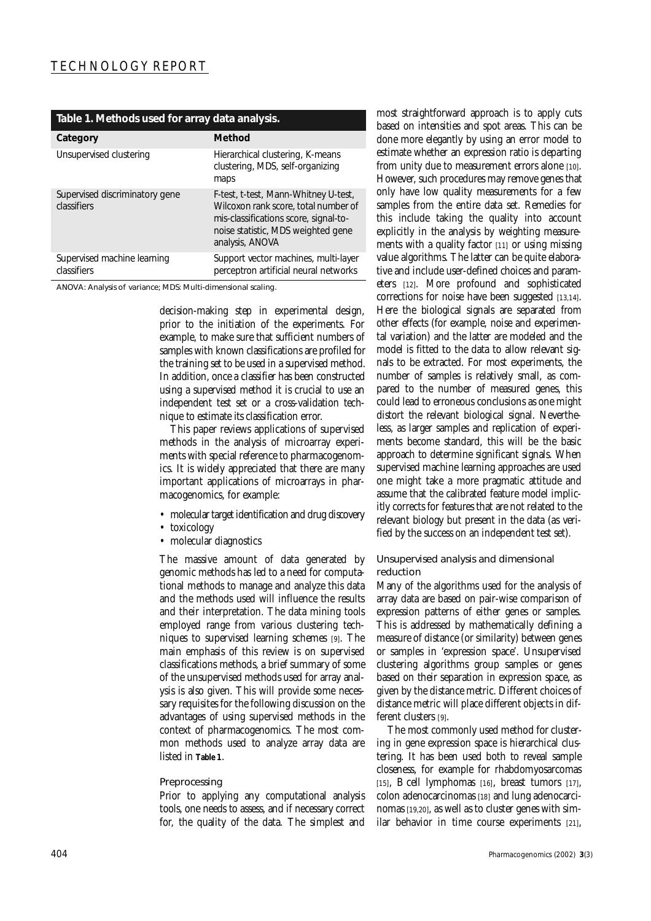**Table 1. Methods used for array data analysis.**

| Category | Method |
|---|---|
| Unsupervised clustering | Hierarchical clustering, K-means clustering, MDS, self-organizing maps |
| Supervised discriminatory gene classifiers | F-test, t-test, Mann-Whitney U-test, Wilcoxon rank score, total number of mis-classifications score, signal-to-noise statistic, MDS weighted gene analysis, ANOVA |
| Supervised machine learning classifiers | Support vector machines, multi-layer perceptron artificial neural networks |

ANOVA: Analysis of variance; MDS: Multi-dimensional scaling.

decision-making step in experimental design, prior to the initiation of the experiments. For example, to make sure that sufficient numbers of samples with known classifications are profiled for the training set to be used in a supervised method. In addition, once a classifier has been constructed using a supervised method it is crucial to use an independent test set or a cross-validation technique to estimate its classification error.

This paper reviews applications of supervised methods in the analysis of microarray experiments with special reference to pharmacogenomics. It is widely appreciated that there are many important applications of microarrays in pharmacogenomics, for example:

- molecular target identification and drug discovery
- toxicology
- molecular diagnostics

The massive amount of data generated by genomic methods has led to a need for computational methods to manage and analyze this data and the methods used will influence the results and their interpretation. The data mining tools employed range from various clustering techniques to supervised learning schemes [9]. The main emphasis of this review is on supervised classifications methods, a brief summary of some of the unsupervised methods used for array analysis is also given. This will provide some necessary requisites for the following discussion on the advantages of using supervised methods in the context of pharmacogenomics. The most common methods used to analyze array data are listed in **Table 1**.

### Preprocessing

Prior to applying any computational analysis tools, one needs to assess, and if necessary correct for, the quality of the data. The simplest and most straightforward approach is to apply cuts based on intensities and spot areas. This can be done more elegantly by using an error model to estimate whether an expression ratio is departing from unity due to measurement errors alone [10]. However, such procedures may remove genes that only have low quality measurements for a few samples from the entire data set. Remedies for this include taking the quality into account explicitly in the analysis by weighting measurements with a quality factor [11] or using missing value algorithms. The latter can be quite elaborative and include user-defined choices and parameters [12]. More profound and sophisticated corrections for noise have been suggested [13,14]. Here the biological signals are separated from other effects (for example, noise and experimental variation) and the latter are modeled and the model is fitted to the data to allow relevant signals to be extracted. For most experiments, the number of samples is relatively small, as compared to the number of measured genes, this could lead to erroneous conclusions as one might distort the relevant biological signal. Nevertheless, as larger samples and replication of experiments become standard, this will be the basic approach to determine significant signals. When supervised machine learning approaches are used one might take a more pragmatic attitude and assume that the calibrated feature model implicitly corrects for features that are not related to the relevant biology but present in the data (as verified by the success on an independent test set).

### Unsupervised analysis and dimensional reduction

Many of the algorithms used for the analysis of array data are based on pair-wise comparison of expression patterns of either genes or samples. This is addressed by mathematically defining a measure of distance (or similarity) between genes or samples in 'expression space'. Unsupervised clustering algorithms group samples or genes based on their separation in expression space, as given by the distance metric. Different choices of distance metric will place different objects in different clusters [9].

The most commonly used method for clustering in gene expression space is hierarchical clustering. It has been used both to reveal sample closeness, for example for rhabdomyosarcomas [15], B cell lymphomas [16], breast tumors [17], colon adenocarcinomas [18] and lung adenocarcinomas [19,20], as well as to cluster genes with similar behavior in time course experiments [21],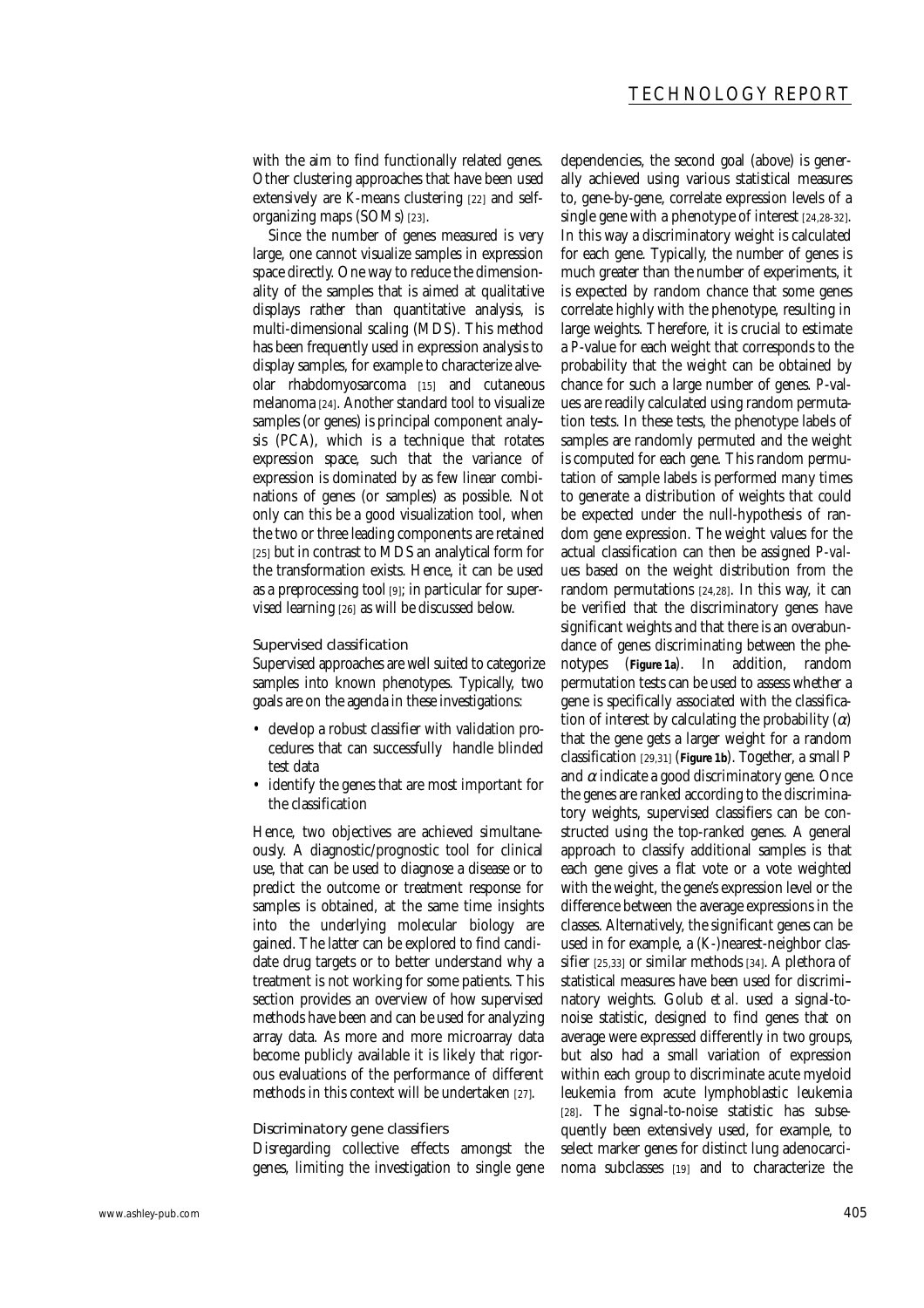with the aim to find functionally related genes. Other clustering approaches that have been used extensively are K-means clustering [22] and self-organizing maps (SOMs) [23].

Since the number of genes measured is very large, one cannot visualize samples in expression space directly. One way to reduce the dimensionality of the samples that is aimed at qualitative displays rather than quantitative analysis, is multi-dimensional scaling (MDS). This method has been frequently used in expression analysis to display samples, for example to characterize alveolar rhabdomyosarcoma [15] and cutaneous melanoma [24]. Another standard tool to visualize samples (or genes) is principal component analysis (PCA), which is a technique that rotates expression space, such that the variance of expression is dominated by as few linear combinations of genes (or samples) as possible. Not only can this be a good visualization tool, when the two or three leading components are retained [25] but in contrast to MDS an analytical form for the transformation exists. Hence, it can be used as a preprocessing tool [9]; in particular for supervised learning [26] as will be discussed below.

### Supervised classification

Supervised approaches are well suited to categorize samples into known phenotypes. Typically, two goals are on the agenda in these investigations:

- develop a robust classifier with validation procedures that can successfully handle blinded test data
- identify the genes that are most important for the classification

Hence, two objectives are achieved simultaneously. A diagnostic/prognostic tool for clinical use, that can be used to diagnose a disease or to predict the outcome or treatment response for samples is obtained, at the same time insights into the underlying molecular biology are gained. The latter can be explored to find candidate drug targets or to better understand why a treatment is not working for some patients. This section provides an overview of how supervised methods have been and can be used for analyzing array data. As more and more microarray data become publicly available it is likely that rigorous evaluations of the performance of different methods in this context will be undertaken [27].

### Discriminatory gene classifiers

Disregarding collective effects amongst the genes, limiting the investigation to single gene dependencies, the second goal (above) is generally achieved using various statistical measures to, gene-by-gene, correlate expression levels of a single gene with a phenotype of interest [24,28-32]. In this way a discriminatory weight is calculated for each gene. Typically, the number of genes is much greater than the number of experiments, it is expected by random chance that some genes correlate highly with the phenotype, resulting in large weights. Therefore, it is crucial to estimate a *P*-value for each weight that corresponds to the probability that the weight can be obtained by chance for such a large number of genes. *P*-values are readily calculated using random permutation tests. In these tests, the phenotype labels of samples are randomly permuted and the weight is computed for each gene. This random permutation of sample labels is performed many times to generate a distribution of weights that could be expected under the null-hypothesis of random gene expression. The weight values for the actual classification can then be assigned *P*-values based on the weight distribution from the random permutations [24,28]. In this way, it can be verified that the discriminatory genes have significant weights and that there is an overabundance of genes discriminating between the phenotypes (**Figure 1a**). In addition, random permutation tests can be used to assess whether a gene is specifically associated with the classification of interest by calculating the probability ($\alpha$) that the gene gets a larger weight for a random classification [29,31] (**Figure 1b**). Together, a small *P* and $\alpha$ indicate a good discriminatory gene. Once the genes are ranked according to the discriminatory weights, supervised classifiers can be constructed using the top-ranked genes. A general approach to classify additional samples is that each gene gives a flat vote or a vote weighted with the weight, the gene's expression level or the difference between the average expressions in the classes. Alternatively, the significant genes can be used in for example, a (K-)nearest-neighbor classifier [25,33] or similar methods [34]. A plethora of statistical measures have been used for discriminatory weights. Golub *et al.* used a signal-to-noise statistic, designed to find genes that on average were expressed differently in two groups, but also had a small variation of expression within each group to discriminate acute myeloid leukemia from acute lymphoblastic leukemia [28]. The signal-to-noise statistic has subsequently been extensively used, for example, to select marker genes for distinct lung adenocarcinoma subclasses [19] and to characterize the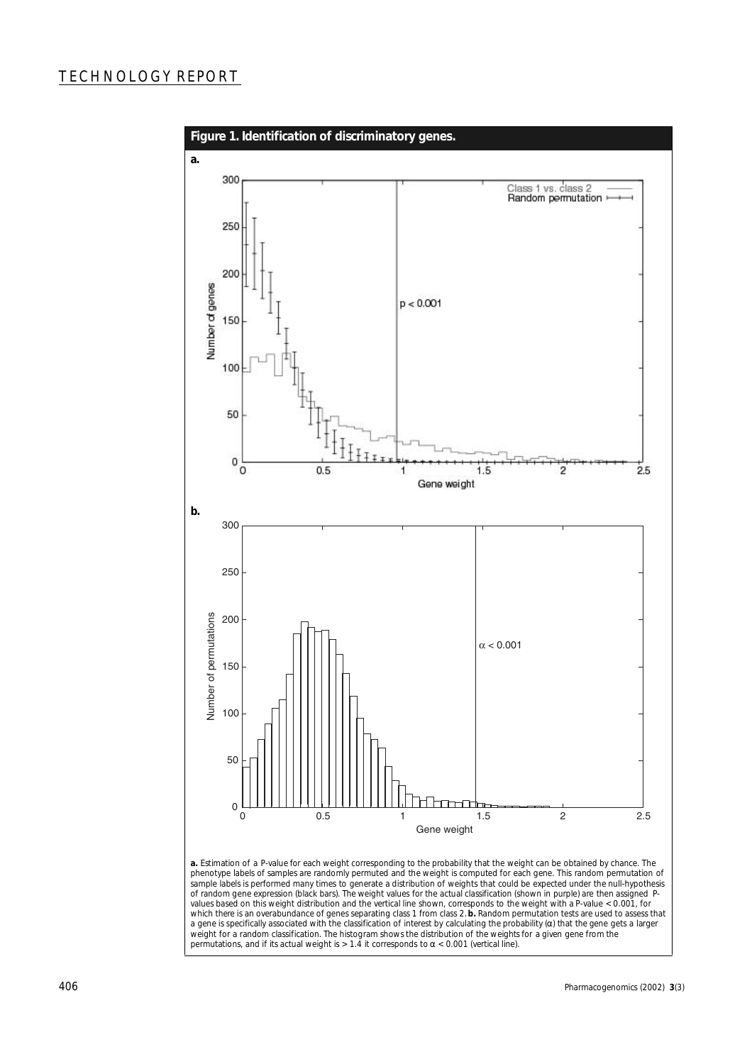**Figure 1. Identification of discriminatory genes.**

**a.**

Class 1 vs. class 2

Random permutation

Number of genes

Gene weight

p < 0.001

300
250
200
150
100
50
0

0
0.5
1
1.5
2
2.5

**b.**

Number of permutations

Gene weight

$\alpha < 0.001$

300
250
200
150
100
50
0

0
0.5
1
1.5
2
2.5

**a.** Estimation of a P-value for each weight corresponding to the probability that the weight can be obtained by chance. The phenotype labels of samples are randomly permuted and the weight is computed for each gene. This random permutation of sample labels is performed many times to generate a distribution of weights that could be expected under the null-hypothesis of random gene expression (black bars). The weight values for the actual classification (shown in purple) are then assigned P-values based on this weight distribution and the vertical line shown, corresponds to the weight with a P-value < 0.001, for which there is an overabundance of genes separating class 1 from class 2. **b.** Random permutation tests are used to assess that a gene is specifically associated with the classification of interest by calculating the probability ($\alpha$) that the gene gets a larger weight for a random classification. The histogram shows the distribution of the weights for a given gene from the permutations, and if its actual weight is > 1.4 it corresponds to $\alpha < 0.001$ (vertical line).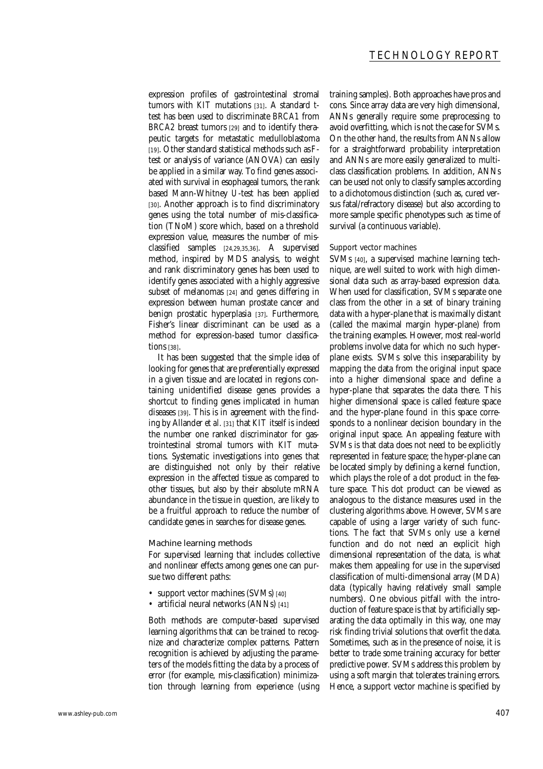expression profiles of gastrointestinal stromal tumors with *KIT* mutations [31]. A standard *t*-test has been used to discriminate *BRCA1* from *BRCA2* breast tumors [29] and to identify therapeutic targets for metastatic medulloblastoma [19]. Other standard statistical methods such as *F*-test or analysis of variance (ANOVA) can easily be applied in a similar way. To find genes associated with survival in esophageal tumors, the rank based Mann-Whitney *U*-test has been applied [30]. Another approach is to find discriminatory genes using the total number of mis-classification (TNoM) score which, based on a threshold expression value, measures the number of misclassified samples [24,29,35,36]. A supervised method, inspired by MDS analysis, to weight and rank discriminatory genes has been used to identify genes associated with a highly aggressive subset of melanomas [24] and genes differing in expression between human prostate cancer and benign prostatic hyperplasia [37]. Furthermore, Fisher's linear discriminant can be used as a method for expression-based tumor classifications [38].

It has been suggested that the simple idea of looking for genes that are preferentially expressed in a given tissue and are located in regions containing unidentified disease genes provides a shortcut to finding genes implicated in human diseases [39]. This is in agreement with the finding by Allander *et al.* [31] that *KIT* itself is indeed the number one ranked discriminator for gastrointestinal stromal tumors with *KIT* mutations. Systematic investigations into genes that are distinguished not only by their relative expression in the affected tissue as compared to other tissues, but also by their absolute mRNA abundance in the tissue in question, are likely to be a fruitful approach to reduce the number of candidate genes in searches for disease genes.

### Machine learning methods

For supervised learning that includes collective and nonlinear effects among genes one can pursue two different paths:

- support vector machines (SVMs) [40]
- artificial neural networks (ANNs) [41]

Both methods are computer-based supervised learning algorithms that can be trained to recognize and characterize complex patterns. Pattern recognition is achieved by adjusting the parameters of the models fitting the data by a process of error (for example, mis-classification) minimization through learning from experience (using training samples). Both approaches have pros and cons. Since array data are very high dimensional, ANNs generally require some preprocessing to avoid overfitting, which is not the case for SVMs. On the other hand, the results from ANNs allow for a straightforward probability interpretation and ANNs are more easily generalized to multiclass classification problems. In addition, ANNs can be used not only to classify samples according to a dichotomous distinction (such as, cured versus fatal/refractory disease) but also according to more sample specific phenotypes such as time of survival (a continuous variable).

#### Support vector machines

SVMs [40], a supervised machine learning technique, are well suited to work with high dimensional data such as array-based expression data. When used for classification, SVMs separate one class from the other in a set of binary training data with a hyper-plane that is maximally distant (called the maximal margin hyper-plane) from the training examples. However, most real-world problems involve data for which no such hyperplane exists. SVMs solve this inseparability by mapping the data from the original input space into a higher dimensional space and define a hyper-plane that separates the data there. This higher dimensional space is called feature space and the hyper-plane found in this space corresponds to a nonlinear decision boundary in the original input space. An appealing feature with SVMs is that data does not need to be explicitly represented in feature space; the hyper-plane can be located simply by defining a kernel function, which plays the role of a dot product in the feature space. This dot product can be viewed as analogous to the distance measures used in the clustering algorithms above. However, SVMs are capable of using a larger variety of such functions. The fact that SVMs only use a kernel function and do not need an explicit high dimensional representation of the data, is what makes them appealing for use in the supervised classification of multi-dimensional array (MDA) data (typically having relatively small sample numbers). One obvious pitfall with the introduction of feature space is that by artificially separating the data optimally in this way, one may risk finding trivial solutions that overfit the data. Sometimes, such as in the presence of noise, it is better to trade some training accuracy for better predictive power. SVMs address this problem by using a soft margin that tolerates training errors. Hence, a support vector machine is specified by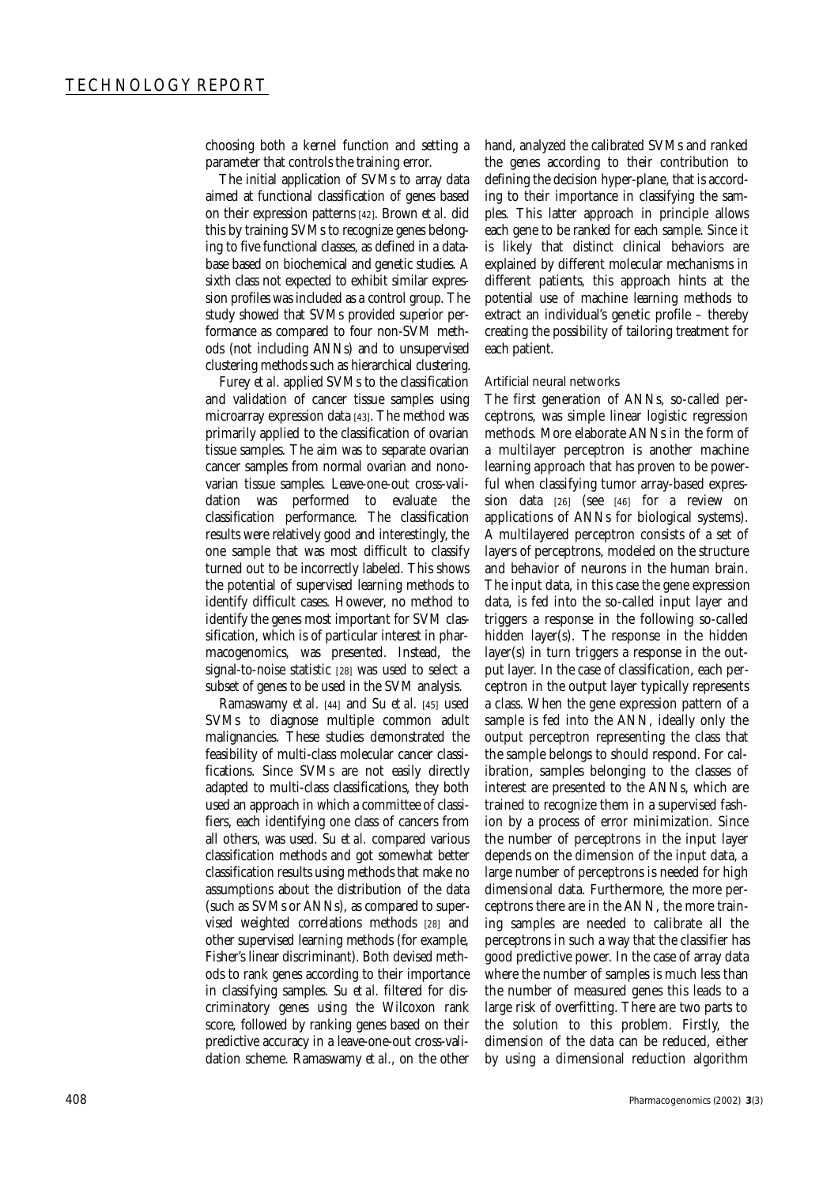choosing both a kernel function and setting a parameter that controls the training error.

The initial application of SVMs to array data aimed at functional classification of genes based on their expression patterns [42]. Brown *et al.* did this by training SVMs to recognize genes belonging to five functional classes, as defined in a database based on biochemical and genetic studies. A sixth class not expected to exhibit similar expression profiles was included as a control group. The study showed that SVMs provided superior performance as compared to four non-SVM methods (not including ANNs) and to unsupervised clustering methods such as hierarchical clustering.

Furey *et al.* applied SVMs to the classification and validation of cancer tissue samples using microarray expression data [43]. The method was primarily applied to the classification of ovarian tissue samples. The aim was to separate ovarian cancer samples from normal ovarian and nonovarian tissue samples. Leave-one-out cross-validation was performed to evaluate the classification performance. The classification results were relatively good and interestingly, the one sample that was most difficult to classify turned out to be incorrectly labeled. This shows the potential of supervised learning methods to identify difficult cases. However, no method to identify the genes most important for SVM classification, which is of particular interest in pharmacogenomics, was presented. Instead, the signal-to-noise statistic [28] was used to select a subset of genes to be used in the SVM analysis.

Ramaswamy *et al.* [44] and Su *et al.* [45] used SVMs to diagnose multiple common adult malignancies. These studies demonstrated the feasibility of multi-class molecular cancer classifications. Since SVMs are not easily directly adapted to multi-class classifications, they both used an approach in which a committee of classifiers, each identifying one class of cancers from all others, was used. Su *et al.* compared various classification methods and got somewhat better classification results using methods that make no assumptions about the distribution of the data (such as SVMs or ANNs), as compared to supervised weighted correlations methods [28] and other supervised learning methods (for example, Fisher's linear discriminant). Both devised methods to rank genes according to their importance in classifying samples. Su *et al.* filtered for discriminatory genes using the Wilcoxon rank score, followed by ranking genes based on their predictive accuracy in a leave-one-out cross-validation scheme. Ramaswamy *et al.*, on the other hand, analyzed the calibrated SVMs and ranked the genes according to their contribution to defining the decision hyper-plane, that is according to their importance in classifying the samples. This latter approach in principle allows each gene to be ranked for each sample. Since it is likely that distinct clinical behaviors are explained by different molecular mechanisms in different patients, this approach hints at the potential use of machine learning methods to extract an individual's genetic profile – thereby creating the possibility of tailoring treatment for each patient.

#### Artificial neural networks

The first generation of ANNs, so-called perceptrons, was simple linear logistic regression methods. More elaborate ANNs in the form of a multilayer perceptron is another machine learning approach that has proven to be powerful when classifying tumor array-based expression data [26] (see [46] for a review on applications of ANNs for biological systems). A multilayered perceptron consists of a set of layers of perceptrons, modeled on the structure and behavior of neurons in the human brain. The input data, in this case the gene expression data, is fed into the so-called input layer and triggers a response in the following so-called hidden layer(s). The response in the hidden layer(s) in turn triggers a response in the output layer. In the case of classification, each perceptron in the output layer typically represents a class. When the gene expression pattern of a sample is fed into the ANN, ideally only the output perceptron representing the class that the sample belongs to should respond. For calibration, samples belonging to the classes of interest are presented to the ANNs, which are trained to recognize them in a supervised fashion by a process of error minimization. Since the number of perceptrons in the input layer depends on the dimension of the input data, a large number of perceptrons is needed for high dimensional data. Furthermore, the more perceptrons there are in the ANN, the more training samples are needed to calibrate all the perceptrons in such a way that the classifier has good predictive power. In the case of array data where the number of samples is much less than the number of measured genes this leads to a large risk of overfitting. There are two parts to the solution to this problem. Firstly, the dimension of the data can be reduced, either by using a dimensional reduction algorithm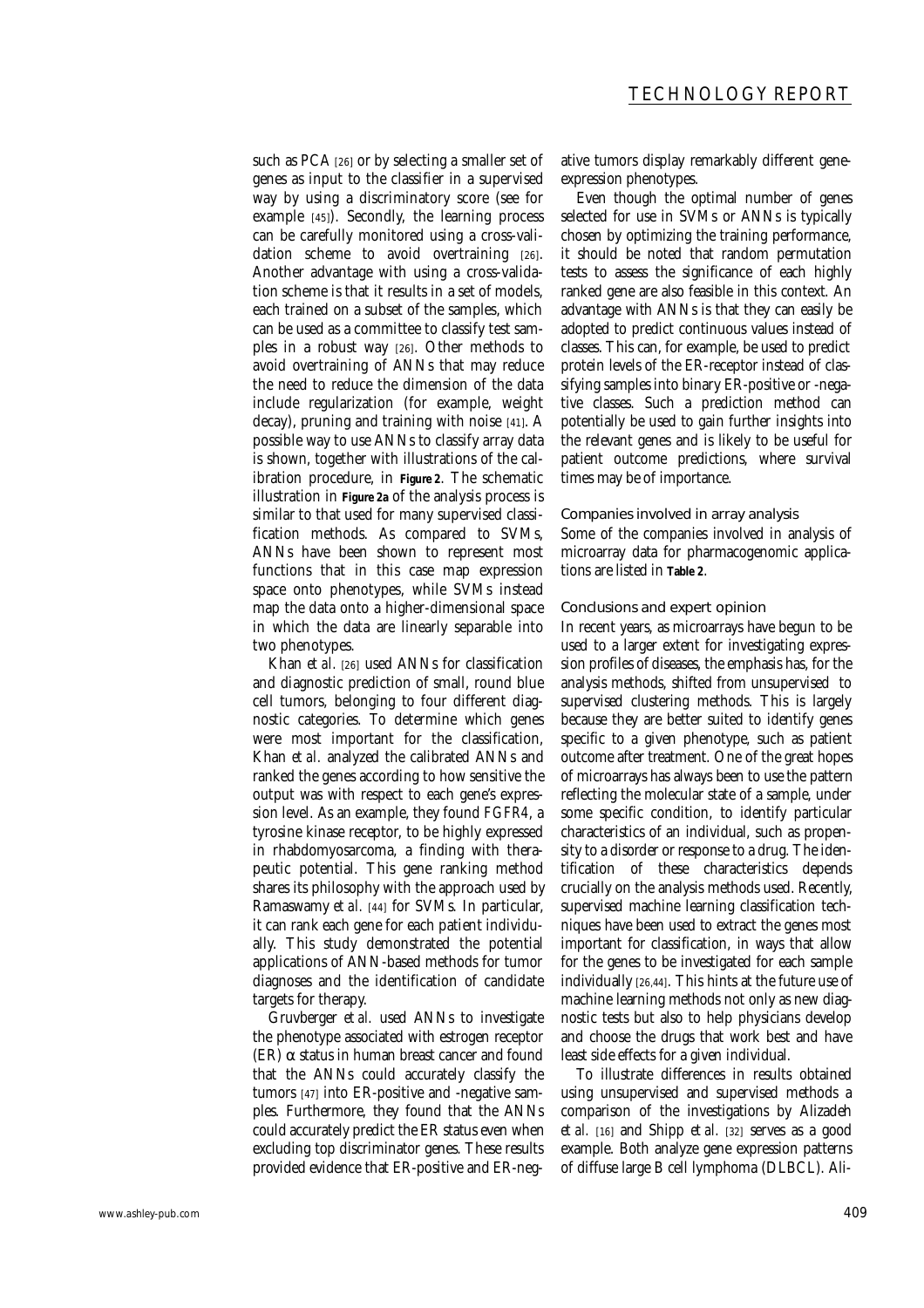such as PCA [26] or by selecting a smaller set of genes as input to the classifier in a supervised way by using a discriminatory score (see for example [45]). Secondly, the learning process can be carefully monitored using a cross-validation scheme to avoid overtraining [26]. Another advantage with using a cross-validation scheme is that it results in a set of models, each trained on a subset of the samples, which can be used as a committee to classify test samples in a robust way [26]. Other methods to avoid overtraining of ANNs that may reduce the need to reduce the dimension of the data include regularization (for example, weight decay), pruning and training with noise [41]. A possible way to use ANNs to classify array data is shown, together with illustrations of the calibration procedure, in **Figure 2**. The schematic illustration in **Figure 2a** of the analysis process is similar to that used for many supervised classification methods. As compared to SVMs, ANNs have been shown to represent most functions that in this case map expression space onto phenotypes, while SVMs instead map the data onto a higher-dimensional space in which the data are linearly separable into two phenotypes.

Khan *et al.* [26] used ANNs for classification and diagnostic prediction of small, round blue cell tumors, belonging to four different diagnostic categories. To determine which genes were most important for the classification, Khan *et al.* analyzed the calibrated ANNs and ranked the genes according to how sensitive the output was with respect to each gene's expression level. As an example, they found *FGFR4*, a tyrosine kinase receptor, to be highly expressed in rhabdomyosarcoma, a finding with therapeutic potential. This gene ranking method shares its philosophy with the approach used by Ramaswamy *et al.* [44] for SVMs. In particular, it can rank each gene for each patient individually. This study demonstrated the potential applications of ANN-based methods for tumor diagnoses and the identification of candidate targets for therapy.

Gruvberger *et al.* used ANNs to investigate the phenotype associated with estrogen receptor (ER) α status in human breast cancer and found that the ANNs could accurately classify the tumors [47] into ER-positive and -negative samples. Furthermore, they found that the ANNs could accurately predict the ER status even when excluding top discriminator genes. These results provided evidence that ER-positive and ER-negative tumors display remarkably different gene-expression phenotypes.

Even though the optimal number of genes selected for use in SVMs or ANNs is typically chosen by optimizing the training performance, it should be noted that random permutation tests to assess the significance of each highly ranked gene are also feasible in this context. An advantage with ANNs is that they can easily be adopted to predict continuous values instead of classes. This can, for example, be used to predict protein levels of the ER-receptor instead of classifying samples into binary ER-positive or -negative classes. Such a prediction method can potentially be used to gain further insights into the relevant genes and is likely to be useful for patient outcome predictions, where survival times may be of importance.

### Companies involved in array analysis

Some of the companies involved in analysis of microarray data for pharmacogenomic applications are listed in **Table 2**.

### Conclusions and expert opinion

In recent years, as microarrays have begun to be used to a larger extent for investigating expression profiles of diseases, the emphasis has, for the analysis methods, shifted from unsupervised to supervised clustering methods. This is largely because they are better suited to identify genes specific to a given phenotype, such as patient outcome after treatment. One of the great hopes of microarrays has always been to use the pattern reflecting the molecular state of a sample, under some specific condition, to identify particular characteristics of an individual, such as propensity to a disorder or response to a drug. The identification of these characteristics depends crucially on the analysis methods used. Recently, supervised machine learning classification techniques have been used to extract the genes most important for classification, in ways that allow for the genes to be investigated for each sample individually [26,44]. This hints at the future use of machine learning methods not only as new diagnostic tests but also to help physicians develop and choose the drugs that work best and have least side effects for a given individual.

To illustrate differences in results obtained using unsupervised and supervised methods a comparison of the investigations by Alizadeh *et al.* [16] and Shipp *et al.* [32] serves as a good example. Both analyze gene expression patterns of diffuse large B cell lymphoma (DLBCL). Ali-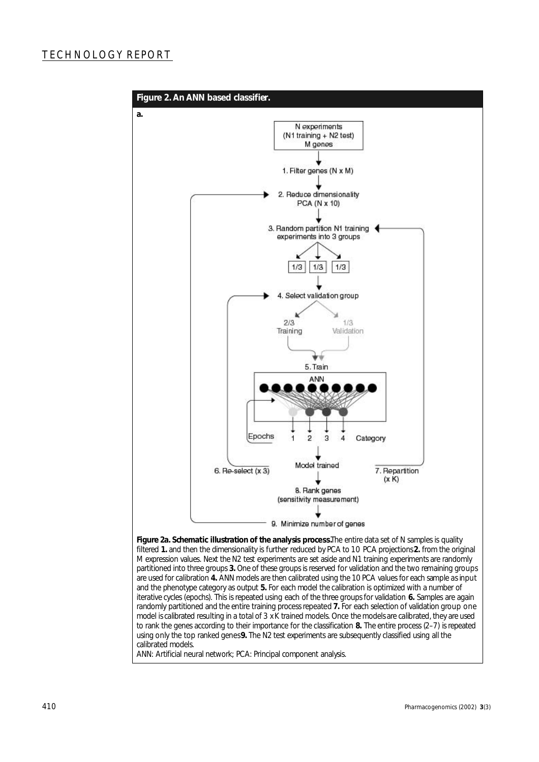**Figure 2. An ANN based classifier.**

**a.**

N experiments
(N1 training + N2 test)
M genes

1. Filter genes (N x M)

2. Reduce dimensionality
PCA (N x 10)

3. Random partition N1 training
experiments into 3 groups

1/3
1/3
1/3

4. Select validation group

2/3
Training

1/3
Validation

5. Train

ANN

Epochs
1
2
3
4
Category

6. Re-select (x 3)

Model trained

7. Repartition
(x K)

8. Rank genes
(sensitivity measurement)

9. Minimize number of genes

**Figure 2a. Schematic illustration of the analysis process.** The entire data set of N samples is quality filtered **1.** and then the dimensionality is further reduced by PCA to 10 PCA projections **2.** from the original M expression values. Next the N2 test experiments are set aside and N1 training experiments are randomly partitioned into three groups **3.** One of these groups is reserved for validation and the two remaining groups are used for calibration **4.** ANN models are then calibrated using the 10 PCA values for each sample as input and the phenotype category as output **5.** For each model the calibration is optimized with a number of iterative cycles (epochs). This is repeated using each of the three groups for validation **6.** Samples are again randomly partitioned and the entire training process repeated **7.** For each selection of validation group one model is calibrated resulting in a total of 3 x K trained models. Once the models are calibrated, they are used to rank the genes according to their importance for the classification **8.** The entire process (2–7) is repeated using only the top ranked genes **9.** The N2 test experiments are subsequently classified using all the calibrated models.

ANN: Artificial neural network; PCA: Principal component analysis.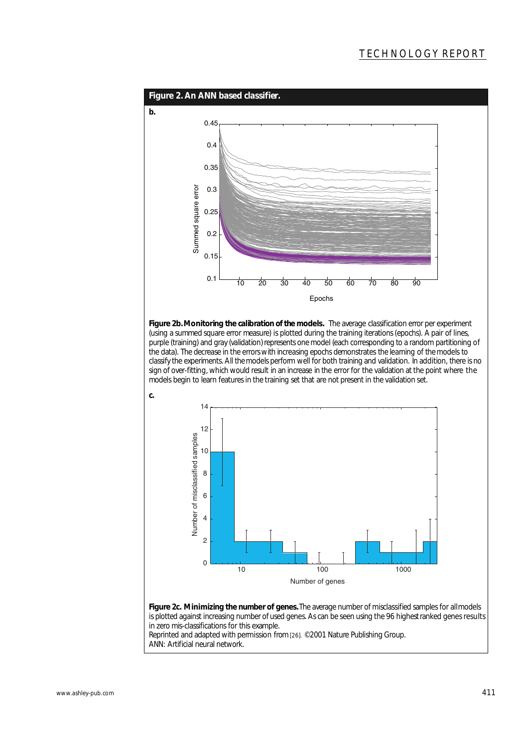**Figure 2. An ANN based classifier.**

**b.**

0.45
0.4
0.35
0.3
0.25
0.2
0.15
0.1

Summed square error

10 20 30 40 50 60 70 80 90

Epochs

**Figure 2b. Monitoring the calibration of the models.** The average classification error per experiment (using a summed square error measure) is plotted during the training iterations (epochs). A pair of lines, purple (training) and gray (validation) represents one model (each corresponding to a random partitioning of the data). The decrease in the errors with increasing epochs demonstrates the learning of the models to classify the experiments. All the models perform well for both training and validation. In addition, there is no sign of over-fitting, which would result in an increase in the error for the validation at the point where the models begin to learn features in the training set that are not present in the validation set.

**c.**

14
12
10
8
6
4
2
0

Number of misclassified samples

10 100 1000

Number of genes

**Figure 2c. Minimizing the number of genes.** The average number of misclassified samples for all models is plotted against increasing number of used genes. As can be seen using the 96 highest ranked genes results in zero mis-classifications for this example.

Reprinted and adapted with permission from [26]. ©2001 Nature Publishing Group.

ANN: Artificial neural network.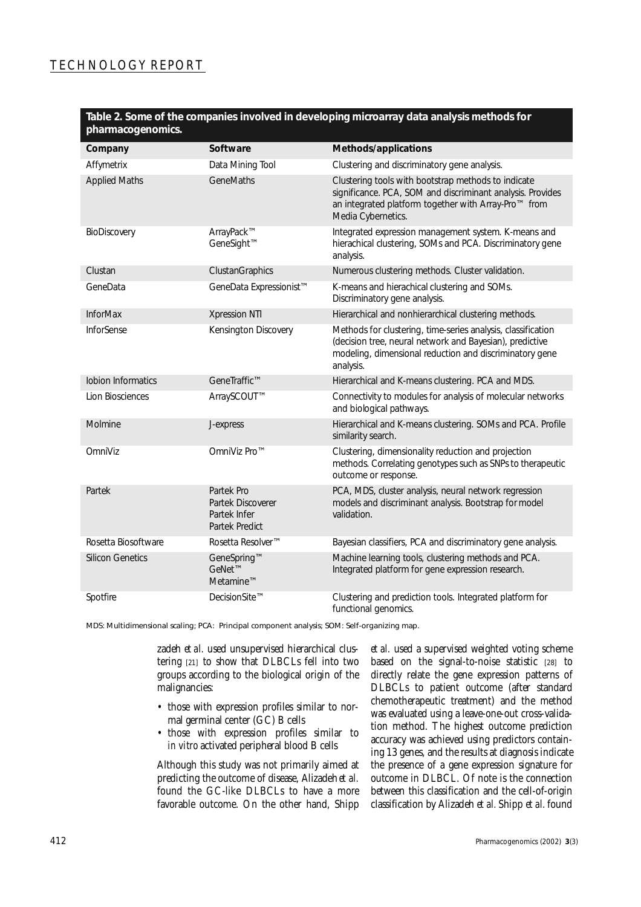**Table 2. Some of the companies involved in developing microarray data analysis methods for pharmacogenomics.**

| Company | Software | Methods/applications |
|---|---|---|
| Affymetrix | Data Mining Tool | Clustering and discriminatory gene analysis. |
| Applied Maths | GeneMaths | Clustering tools with bootstrap methods to indicate significance. PCA, SOM and discriminant analysis. Provides an integrated platform together with Array-Pro™ from Media Cybernetics. |
| BioDiscovery | ArrayPack™<br>GeneSight™ | Integrated expression management system. K-means and hierachical clustering, SOMs and PCA. Discriminatory gene analysis. |
| Clustan | ClustanGraphics | Numerous clustering methods. Cluster validation. |
| GeneData | GeneData Expressionist™ | K-means and hierachical clustering and SOMs. Discriminatory gene analysis. |
| InforMax | Xpression NTI | Hierarchical and nonhierarchical clustering methods. |
| InforSense | Kensington Discovery | Methods for clustering, time-series analysis, classification (decision tree, neural network and Bayesian), predictive modeling, dimensional reduction and discriminatory gene analysis. |
| Iobion Informatics | GeneTraffic™ | Hierarchical and K-means clustering. PCA and MDS. |
| Lion Biosciences | ArraySCOUT™ | Connectivity to modules for analysis of molecular networks and biological pathways. |
| Molmine | J-express | Hierarchical and K-means clustering. SOMs and PCA. Profile similarity search. |
| OmniViz | OmniViz Pro™ | Clustering, dimensionality reduction and projection methods. Correlating genotypes such as SNPs to therapeutic outcome or response. |
| Partek | Partek Pro<br>Partek Discoverer<br>Partek Infer<br>Partek Predict | PCA, MDS, cluster analysis, neural network regression models and discriminant analysis. Bootstrap for model validation. |
| Rosetta Biosoftware | Rosetta Resolver™ | Bayesian classifiers, PCA and discriminatory gene analysis. |
| Silicon Genetics | GeneSpring™<br>GeNet™<br>Metamine™ | Machine learning tools, clustering methods and PCA. Integrated platform for gene expression research. |
| Spotfire | DecisionSite™ | Clustering and prediction tools. Integrated platform for functional genomics. |

MDS: Multidimensional scaling; PCA: Principal component analysis; SOM: Self-organizing map.

zadeh *et al.* used unsupervised hierarchical clustering [21] to show that DLBCLs fell into two groups according to the biological origin of the malignancies:

- those with expression profiles similar to normal germinal center (GC) B cells
- those with expression profiles similar to *in vitro* activated peripheral blood B cells

Although this study was not primarily aimed at predicting the outcome of disease, Alizadeh *et al.* found the GC-like DLBCLs to have a more favorable outcome. On the other hand, Shipp *et al.* used a supervised weighted voting scheme based on the signal-to-noise statistic [28] to directly relate the gene expression patterns of DLBCLs to patient outcome (after standard chemotherapeutic treatment) and the method was evaluated using a leave-one-out cross-validation method. The highest outcome prediction accuracy was achieved using predictors containing 13 genes, and the results at diagnosis indicate the presence of a gene expression signature for outcome in DLBCL. Of note is the connection between this classification and the cell-of-origin classification by Alizadeh *et al.* Shipp *et al.* found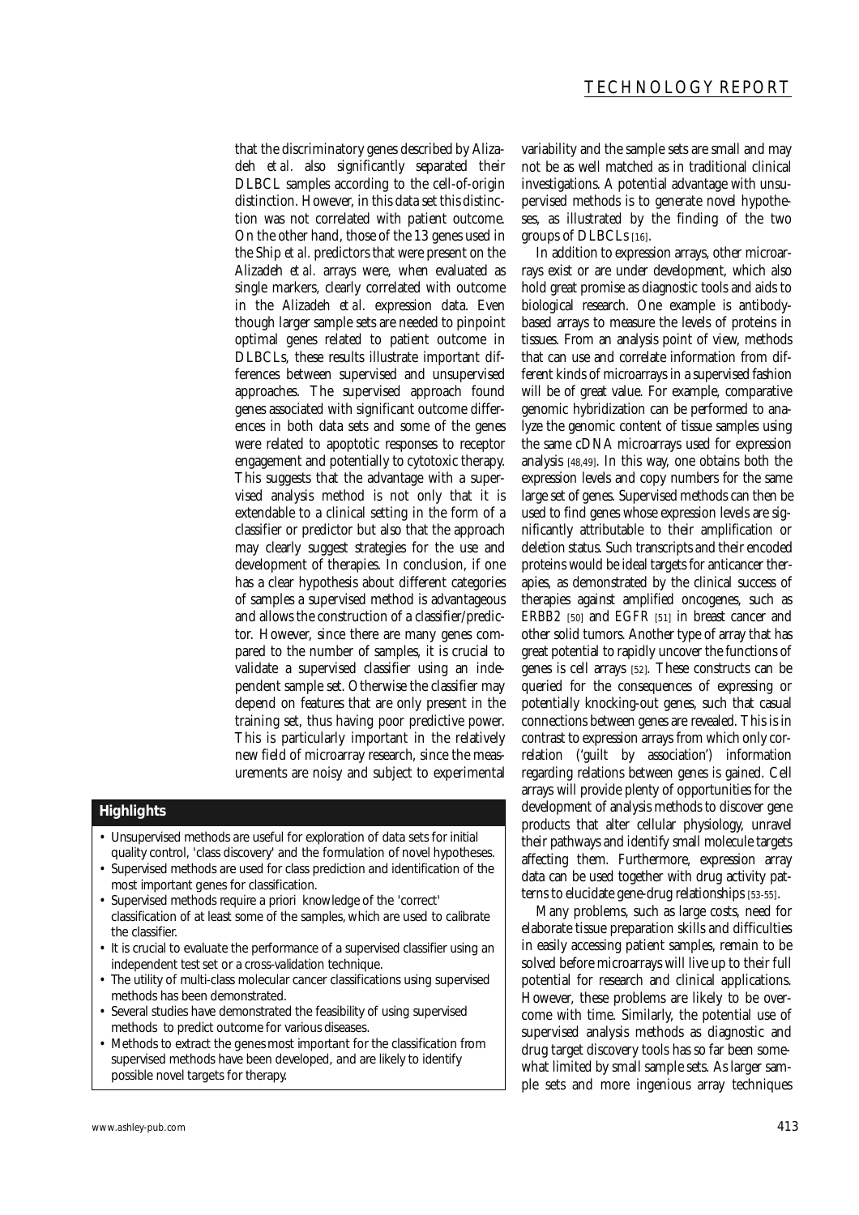that the discriminatory genes described by Alizadeh *et al.* also significantly separated their DLBCL samples according to the cell-of-origin distinction. However, in this data set this distinction was not correlated with patient outcome. On the other hand, those of the 13 genes used in the Ship *et al.* predictors that were present on the Alizadeh *et al.* arrays were, when evaluated as single markers, clearly correlated with outcome in the Alizadeh *et al.* expression data. Even though larger sample sets are needed to pinpoint optimal genes related to patient outcome in DLBCLs, these results illustrate important differences between supervised and unsupervised approaches. The supervised approach found genes associated with significant outcome differences in both data sets and some of the genes were related to apoptotic responses to receptor engagement and potentially to cytotoxic therapy. This suggests that the advantage with a supervised analysis method is not only that it is extendable to a clinical setting in the form of a classifier or predictor but also that the approach may clearly suggest strategies for the use and development of therapies. In conclusion, if one has a clear hypothesis about different categories of samples a supervised method is advantageous and allows the construction of a classifier/predictor. However, since there are many genes compared to the number of samples, it is crucial to validate a supervised classifier using an independent sample set. Otherwise the classifier may depend on features that are only present in the training set, thus having poor predictive power. This is particularly important in the relatively new field of microarray research, since the measurements are noisy and subject to experimental variability and the sample sets are small and may not be as well matched as in traditional clinical investigations. A potential advantage with unsupervised methods is to generate novel hypotheses, as illustrated by the finding of the two groups of DLBCLs [16].

In addition to expression arrays, other microarrays exist or are under development, which also hold great promise as diagnostic tools and aids to biological research. One example is antibody-based arrays to measure the levels of proteins in tissues. From an analysis point of view, methods that can use and correlate information from different kinds of microarrays in a supervised fashion will be of great value. For example, comparative genomic hybridization can be performed to analyze the genomic content of tissue samples using the same cDNA microarrays used for expression analysis [48,49]. In this way, one obtains both the expression levels and copy numbers for the same large set of genes. Supervised methods can then be used to find genes whose expression levels are significantly attributable to their amplification or deletion status. Such transcripts and their encoded proteins would be ideal targets for anticancer therapies, as demonstrated by the clinical success of therapies against amplified oncogenes, such as *ERBB2* [50] and *EGFR* [51] in breast cancer and other solid tumors. Another type of array that has great potential to rapidly uncover the functions of genes is cell arrays [52]. These constructs can be queried for the consequences of expressing or potentially knocking-out genes, such that casual connections between genes are revealed. This is in contrast to expression arrays from which only correlation ('guilt by association') information regarding relations between genes is gained. Cell arrays will provide plenty of opportunities for the development of analysis methods to discover gene products that alter cellular physiology, unravel their pathways and identify small molecule targets affecting them. Furthermore, expression array data can be used together with drug activity patterns to elucidate gene-drug relationships [53-55].

Many problems, such as large costs, need for elaborate tissue preparation skills and difficulties in easily accessing patient samples, remain to be solved before microarrays will live up to their full potential for research and clinical applications. However, these problems are likely to be overcome with time. Similarly, the potential use of supervised analysis methods as diagnostic and drug target discovery tools has so far been somewhat limited by small sample sets. As larger sample sets and more ingenious array techniques

## Highlights

- Unsupervised methods are useful for exploration of data sets for initial quality control, 'class discovery' and the formulation of novel hypotheses.
- Supervised methods are used for class prediction and identification of the most important genes for classification.
- Supervised methods require a priori knowledge of the 'correct' classification of at least some of the samples, which are used to calibrate the classifier.
- It is crucial to evaluate the performance of a supervised classifier using an independent test set or a cross-validation technique.
- The utility of multi-class molecular cancer classifications using supervised methods has been demonstrated.
- Several studies have demonstrated the feasibility of using supervised methods to predict outcome for various diseases.
- Methods to extract the genes most important for the classification from supervised methods have been developed, and are likely to identify possible novel targets for therapy.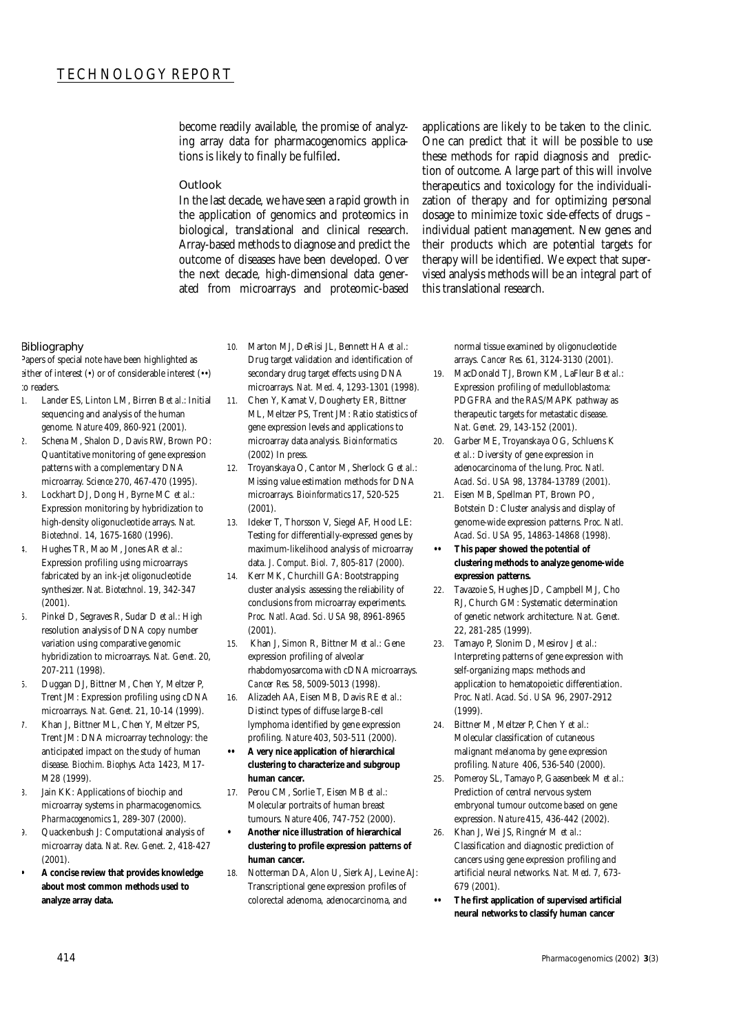become readily available, the promise of analyzing array data for pharmacogenomics applications is likely to finally be fulfiled.

### Outlook

In the last decade, we have seen a rapid growth in the application of genomics and proteomics in biological, translational and clinical research. Array-based methods to diagnose and predict the outcome of diseases have been developed. Over the next decade, high-dimensional data generated from microarrays and proteomic-based applications are likely to be taken to the clinic. One can predict that it will be possible to use these methods for rapid diagnosis and prediction of outcome. A large part of this will involve therapeutics and toxicology for the individualization of therapy and for optimizing personal dosage to minimize toxic side-effects of drugs – individual patient management. New genes and their products which are potential targets for therapy will be identified. We expect that supervised analysis methods will be an integral part of this translational research.

### Bibliography

Papers of special note have been highlighted as either of interest (•) or of considerable interest (••) to readers.

1. Lander ES, Linton LM, Birren B *et al.*: Initial sequencing and analysis of the human genome. *Nature* 409, 860-921 (2001).
2. Schena M, Shalon D, Davis RW, Brown PO: Quantitative monitoring of gene expression patterns with a complementary DNA microarray. *Science* 270, 467-470 (1995).
3. Lockhart DJ, Dong H, Byrne MC *et al.*: Expression monitoring by hybridization to high-density oligonucleotide arrays. *Nat. Biotechnol.* 14, 1675-1680 (1996).
4. Hughes TR, Mao M, Jones AR *et al.*: Expression profiling using microarrays fabricated by an ink-jet oligonucleotide synthesizer. *Nat. Biotechnol.* 19, 342-347 (2001).
5. Pinkel D, Segraves R, Sudar D *et al.*: High resolution analysis of DNA copy number variation using comparative genomic hybridization to microarrays. *Nat. Genet.* 20, 207-211 (1998).
6. Duggan DJ, Bittner M, Chen Y, Meltzer P, Trent JM: Expression profiling using cDNA microarrays. *Nat. Genet.* 21, 10-14 (1999).
7. Khan J, Bittner ML, Chen Y, Meltzer PS, Trent JM: DNA microarray technology: the anticipated impact on the study of human disease. *Biochim. Biophys. Acta* 1423, M17-M28 (1999).
8. Jain KK: Applications of biochip and microarray systems in pharmacogenomics. *Pharmacogenomics* 1, 289-307 (2000).
9. Quackenbush J: Computational analysis of microarray data. *Nat. Rev. Genet.* 2, 418-427 (2001).
   - • **A concise review that provides knowledge about most common methods used to analyze array data.**
10. Marton MJ, DeRisi JL, Bennett HA *et al.*: Drug target validation and identification of secondary drug target effects using DNA microarrays. *Nat. Med.* 4, 1293-1301 (1998).
11. Chen Y, Kamat V, Dougherty ER, Bittner ML, Meltzer PS, Trent JM: Ratio statistics of gene expression levels and applications to microarray data analysis. *Bioinformatics* (2002) In press.
12. Troyanskaya O, Cantor M, Sherlock G *et al.*: Missing value estimation methods for DNA microarrays. *Bioinformatics* 17, 520-525 (2001).
13. Ideker T, Thorsson V, Siegel AF, Hood LE: Testing for differentially-expressed genes by maximum-likelihood analysis of microarray data. *J. Comput. Biol.* 7, 805-817 (2000).
14. Kerr MK, Churchill GA: Bootstrapping cluster analysis: assessing the reliability of conclusions from microarray experiments. *Proc. Natl. Acad. Sci. USA* 98, 8961-8965 (2001).
15. Khan J, Simon R, Bittner M *et al.*: Gene expression profiling of alveolar rhabdomyosarcoma with cDNA microarrays. *Cancer Res.* 58, 5009-5013 (1998).
16. Alizadeh AA, Eisen MB, Davis RE *et al.*: Distinct types of diffuse large B-cell lymphoma identified by gene expression profiling. *Nature* 403, 503-511 (2000).
   - •• **A very nice application of hierarchical clustering to characterize and subgroup human cancer.**
17. Perou CM, Sorlie T, Eisen MB *et al.*: Molecular portraits of human breast tumours. *Nature* 406, 747-752 (2000).
   - • **Another nice illustration of hierarchical clustering to profile expression patterns of human cancer.**
18. Notterman DA, Alon U, Sierk AJ, Levine AJ: Transcriptional gene expression profiles of colorectal adenoma, adenocarcinoma, and normal tissue examined by oligonucleotide arrays. *Cancer Res.* 61, 3124-3130 (2001).
19. MacDonald TJ, Brown KM, LaFleur B *et al.*: Expression profiling of medulloblastoma: PDGFRA and the RAS/MAPK pathway as therapeutic targets for metastatic disease. *Nat. Genet.* 29, 143-152 (2001).
20. Garber ME, Troyanskaya OG, Schluens K *et al.*: Diversity of gene expression in adenocarcinoma of the lung. *Proc. Natl. Acad. Sci. USA* 98, 13784-13789 (2001).
21. Eisen MB, Spellman PT, Brown PO, Botstein D: Cluster analysis and display of genome-wide expression patterns. *Proc. Natl. Acad. Sci. USA* 95, 14863-14868 (1998).
   - •• **This paper showed the potential of clustering methods to analyze genome-wide expression patterns.**
22. Tavazoie S, Hughes JD, Campbell MJ, Cho RJ, Church GM: Systematic determination of genetic network architecture. *Nat. Genet.* 22, 281-285 (1999).
23. Tamayo P, Slonim D, Mesirov J *et al.*: Interpreting patterns of gene expression with self-organizing maps: methods and application to hematopoietic differentiation. *Proc. Natl. Acad. Sci. USA* 96, 2907-2912 (1999).
24. Bittner M, Meltzer P, Chen Y *et al.*: Molecular classification of cutaneous malignant melanoma by gene expression profiling. *Nature* 406, 536-540 (2000).
25. Pomeroy SL, Tamayo P, Gaasenbeek M *et al.*: Prediction of central nervous system embryonal tumour outcome based on gene expression. *Nature* 415, 436-442 (2002).
26. Khan J, Wei JS, Ringnér M *et al.*: Classification and diagnostic prediction of cancers using gene expression profiling and artificial neural networks. *Nat. Med.* 7, 673-679 (2001).
   - •• **The first application of supervised artificial neural networks to classify human cancer**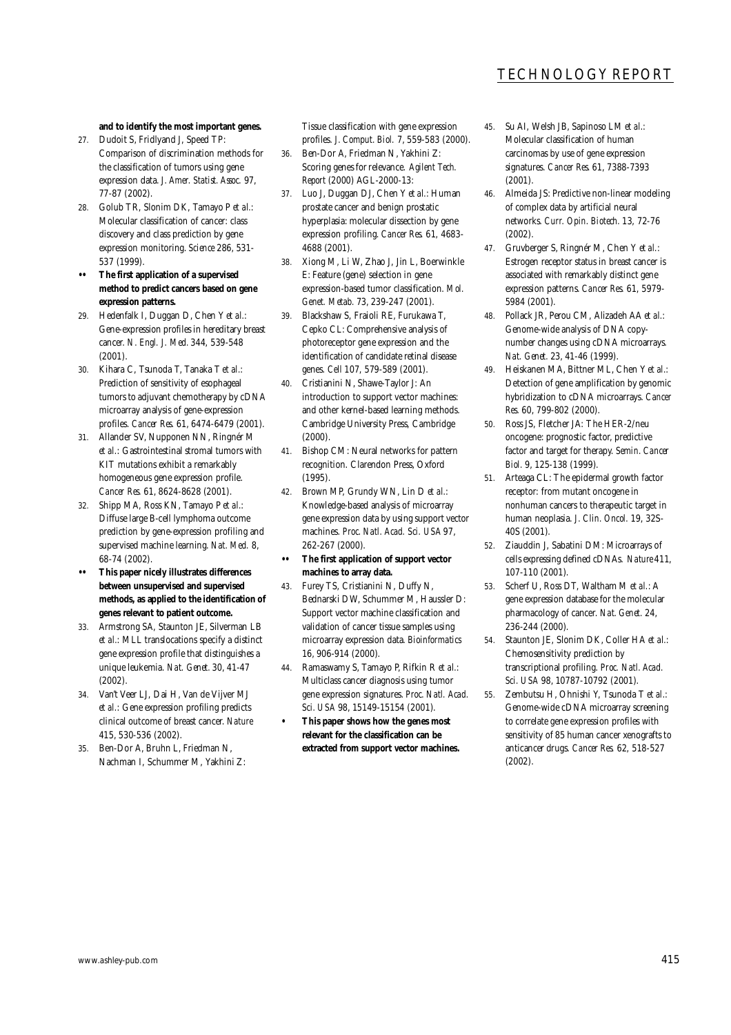**and to identify the most important genes.**

27. Dudoit S, Fridlyand J, Speed TP: Comparison of discrimination methods for the classification of tumors using gene expression data. *J. Amer. Statist. Assoc.* 97, 77-87 (2002).
28. Golub TR, Slonim DK, Tamayo P *et al.*: Molecular classification of cancer: class discovery and class prediction by gene expression monitoring. *Science* 286, 531-537 (1999).

•• **The first application of a supervised method to predict cancers based on gene expression patterns.**

29. Hedenfalk I, Duggan D, Chen Y *et al.*: Gene-expression profiles in hereditary breast cancer. *N. Engl. J. Med.* 344, 539-548 (2001).
30. Kihara C, Tsunoda T, Tanaka T *et al.*: Prediction of sensitivity of esophageal tumors to adjuvant chemotherapy by cDNA microarray analysis of gene-expression profiles. *Cancer Res.* 61, 6474-6479 (2001).
31. Allander SV, Nupponen NN, Ringnér M *et al.*: Gastrointestinal stromal tumors with KIT mutations exhibit a remarkably homogeneous gene expression profile. *Cancer Res.* 61, 8624-8628 (2001).
32. Shipp MA, Ross KN, Tamayo P *et al.*: Diffuse large B-cell lymphoma outcome prediction by gene-expression profiling and supervised machine learning. *Nat. Med.* 8, 68-74 (2002).

•• **This paper nicely illustrates differences between unsupervised and supervised methods, as applied to the identification of genes relevant to patient outcome.**

33. Armstrong SA, Staunton JE, Silverman LB *et al.*: MLL translocations specify a distinct gene expression profile that distinguishes a unique leukemia. *Nat. Genet.* 30, 41-47 (2002).
34. Van't Veer LJ, Dai H, Van de Vijver MJ *et al.*: Gene expression profiling predicts clinical outcome of breast cancer. *Nature* 415, 530-536 (2002).
35. Ben-Dor A, Bruhn L, Friedman N, Nachman I, Schummer M, Yakhini Z: Tissue classification with gene expression profiles. *J. Comput. Biol.* 7, 559-583 (2000).
36. Ben-Dor A, Friedman N, Yakhini Z: Scoring genes for relevance. *Agilent Tech. Report* (2000) AGL-2000-13:
37. Luo J, Duggan DJ, Chen Y *et al.*: Human prostate cancer and benign prostatic hyperplasia: molecular dissection by gene expression profiling. *Cancer Res.* 61, 4683-4688 (2001).
38. Xiong M, Li W, Zhao J, Jin L, Boerwinkle E: Feature (gene) selection in gene expression-based tumor classification. *Mol. Genet. Metab.* 73, 239-247 (2001).
39. Blackshaw S, Fraioli RE, Furukawa T, Cepko CL: Comprehensive analysis of photoreceptor gene expression and the identification of candidate retinal disease genes. Cell 107, 579-589 (2001).
40. Cristianini N, Shawe-Taylor J: An introduction to support vector machines: and other kernel-based learning methods. Cambridge University Press, Cambridge (2000).
41. Bishop CM: Neural networks for pattern recognition. Clarendon Press, Oxford (1995).
42. Brown MP, Grundy WN, Lin D *et al.*: Knowledge-based analysis of microarray gene expression data by using support vector machines. *Proc. Natl. Acad. Sci. USA* 97, 262-267 (2000).

•• **The first application of support vector machines to array data.**

43. Furey TS, Cristianini N, Duffy N, Bednarski DW, Schummer M, Haussler D: Support vector machine classification and validation of cancer tissue samples using microarray expression data. *Bioinformatics* 16, 906-914 (2000).
44. Ramaswamy S, Tamayo P, Rifkin R *et al.*: Multiclass cancer diagnosis using tumor gene expression signatures. *Proc. Natl. Acad. Sci. USA* 98, 15149-15154 (2001).

• **This paper shows how the genes most relevant for the classification can be extracted from support vector machines.**

45. Su AI, Welsh JB, Sapinoso LM *et al.*: Molecular classification of human carcinomas by use of gene expression signatures. *Cancer Res.* 61, 7388-7393 (2001).
46. Almeida JS: Predictive non-linear modeling of complex data by artificial neural networks. *Curr. Opin. Biotech.* 13, 72-76 (2002).
47. Gruvberger S, Ringnér M, Chen Y *et al.*: Estrogen receptor status in breast cancer is associated with remarkably distinct gene expression patterns. *Cancer Res.* 61, 5979-5984 (2001).
48. Pollack JR, Perou CM, Alizadeh AA *et al.*: Genome-wide analysis of DNA copy-number changes using cDNA microarrays. *Nat. Genet.* 23, 41-46 (1999).
49. Heiskanen MA, Bittner ML, Chen Y *et al.*: Detection of gene amplification by genomic hybridization to cDNA microarrays. *Cancer Res.* 60, 799-802 (2000).
50. Ross JS, Fletcher JA: The HER-2/neu oncogene: prognostic factor, predictive factor and target for therapy. *Semin. Cancer Biol.* 9, 125-138 (1999).
51. Arteaga CL: The epidermal growth factor receptor: from mutant oncogene in nonhuman cancers to therapeutic target in human neoplasia. *J. Clin. Oncol.* 19, 32S-40S (2001).
52. Ziauddin J, Sabatini DM: Microarrays of cells expressing defined cDNAs. *Nature* 411, 107-110 (2001).
53. Scherf U, Ross DT, Waltham M *et al.*: A gene expression database for the molecular pharmacology of cancer. *Nat. Genet.* 24, 236-244 (2000).
54. Staunton JE, Slonim DK, Coller HA *et al.*: Chemosensitivity prediction by transcriptional profiling. *Proc. Natl. Acad. Sci. USA* 98, 10787-10792 (2001).
55. Zembutsu H, Ohnishi Y, Tsunoda T *et al.*: Genome-wide cDNA microarray screening to correlate gene expression profiles with sensitivity of 85 human cancer xenografts to anticancer drugs. *Cancer Res.* 62, 518-527 (2002).